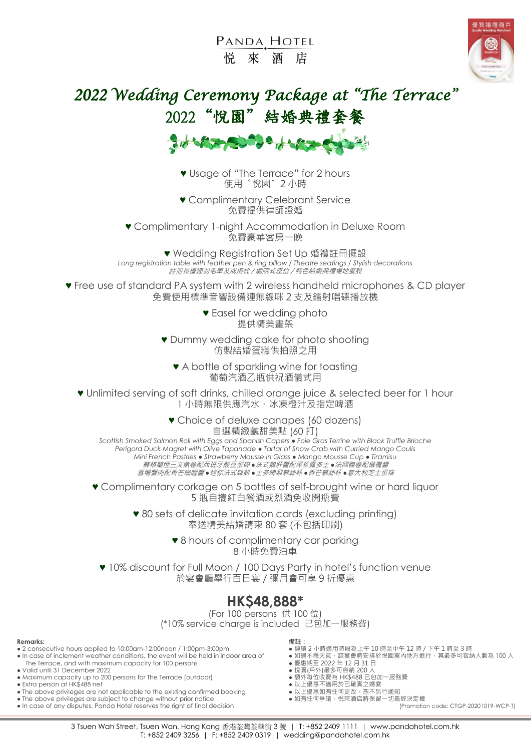PANDA HOTEL
悅 來 酒 店

# 2022 Wedding Ceremony Package at "The Terrace"
# 2022"悅園"結婚典禮套餐

♥ Usage of "The Terrace" for 2 hours
使用〝悅園〞2 小時

♥ Complimentary Celebrant Service
免費提供律師證婚

♥ Complimentary 1-night Accommodation in Deluxe Room
免費豪華客房一晚

♥ Wedding Registration Set Up 婚禮註冊擺設
*Long registration table with feather pen & ring pillow / Theatre seatings / Stylish decorations*
*註冊長檯連羽毛筆及戒指枕 / 劇院式座位 / 特色結婚典禮場地擺設*

♥ Free use of standard PA system with 2 wireless handheld microphones & CD player
免費使用標準音響設備連無線咪 2 支及鐳射唱碟播放機

♥ Easel for wedding photo
提供精美畫架

♥ Dummy wedding cake for photo shooting
仿製結婚蛋糕供拍照之用

♥ A bottle of sparkling wine for toasting
葡萄汽酒乙瓶供祝酒儀式用

♥ Unlimited serving of soft drinks, chilled orange juice & selected beer for 1 hour
1 小時無限供應汽水、冰凍橙汁及指定啤酒

♥ Choice of deluxe canapes (60 dozens)
自選精緻鹹甜美點 (60 打)
*Scottish Smoked Salmon Roll with Eggs and Spanish Capers ● Foie Gras Terrine with Black Truffle Brioche*
*Perigord Duck Magret with Olive Tapanade ● Tartar of Snow Crab with Curried Mango Coulis*
*Mini French Pastries ● Strawberry Mousse in Glass ● Mango Mousse Cup ● Tiramisu*
*蘇格蘭煙三文魚卷配西班牙酸豆蛋碎 ● 法式鵝肝醬配黑松露多士 ● 法國鴨卷配橄欖醬*
*雪場蟹肉配香芒咖喱醬 ● 迷你法式雜餅 ● 士多啤梨慕絲杯 ● 香芒慕絲杯 ● 意大利芝士蛋糕*

♥ Complimentary corkage on 5 bottles of self-brought wine or hard liquor
5 瓶自攜紅白餐酒或烈酒免收開瓶費

♥ 80 sets of delicate invitation cards (excluding printing)
奉送精美結婚請柬 80 套 (不包括印刷)

♥ 8 hours of complimentary car parking
8 小時免費泊車

♥ 10% discount for Full Moon / 100 Days Party in hotel's function venue
於宴會廳舉行百日宴 / 彌月會可享 9 折優惠

## HK$48,888*

(For 100 persons 供 100 位)
(*10% service charge is included 已包加一服務費)

**Remarks:**
- 2 consecutive hours applied to 10:00am-12:00noon / 1:00pm-3:00pm
- In case of inclement weather conditions, the event will be held in indoor area of The Terrace, and with maximum capacity for 100 persons
- Valid until 31 December 2022
- Maximum capacity up to 200 persons for The Terrace (outdoor)
- Extra person at HK$488 net
- The above privileges are not applicable to the existing confirmed booking
- The above privileges are subject to change without prior notice
- In case of any disputes, Panda Hotel reserves the right of final decision

**備註：**
- 連續 2 小時適用時段為上午 10 時至中午 12 時 / 下午 1 時至 3 時
- 如遇不穩天氣，該宴會將安排於悅園室內地方進行，其最多可容納人數為 100 人
- 優惠期至 2022 年 12 月 31 日
- 悅園(戶外)最多可容納 200 人
- 額外每位收費為 HK$488 已包加一服務費
- 以上優惠不適用於已確實之婚宴
- 以上優惠如有任何更改，恕不另行通知
- 如有任何爭議，悅來酒店將保留一切最終決定權

(Promotion code: CTGP-20201019-WCP-T)

3 Tsuen Wah Street, Tsuen Wan, Hong Kong 香港荃灣荃華街 3 號 | T: +852 2409 1111 | www.pandahotel.com.hk
T: +852 2409 3256 | F: +852 2409 0319 | wedding@pandahotel.com.hk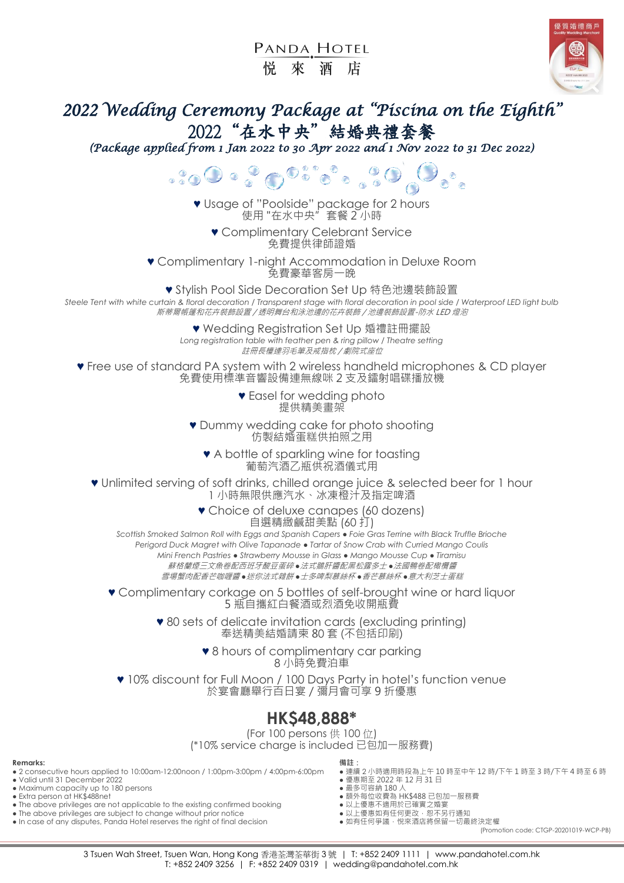PANDA HOTEL
悅 來 酒 店

# 2022 Wedding Ceremony Package at "Piscina on the Eighth"

# 2022"在水中央"結婚典禮套餐

*(Package applied from 1 Jan 2022 to 30 Apr 2022 and 1 Nov 2022 to 31 Dec 2022)*

♥ Usage of "Poolside" package for 2 hours
使用"在水中央" 套餐 2 小時

♥ Complimentary Celebrant Service
免費提供律師證婚

♥ Complimentary 1-night Accommodation in Deluxe Room
免費豪華客房一晚

♥ Stylish Pool Side Decoration Set Up 特色池邊裝飾設置
*Steele Tent with white curtain & floral decoration / Transparent stage with floral decoration in pool side / Waterproof LED light bulb*
*斯蒂爾帳篷和花卉裝飾設置 / 透明舞台和泳池邊的花卉裝飾 / 池邊裝飾設置-防水 LED 燈泡*

♥ Wedding Registration Set Up 婚禮註冊擺設
*Long registration table with feather pen & ring pillow / Theatre setting*
*註冊長檯連羽毛筆及戒指枕 / 劇院式座位*

♥ Free use of standard PA system with 2 wireless handheld microphones & CD player
免費使用標準音響設備連無線咪 2 支及鐳射唱碟播放機

♥ Easel for wedding photo
提供精美畫架

♥ Dummy wedding cake for photo shooting
仿製結婚蛋糕供拍照之用

♥ A bottle of sparkling wine for toasting
葡萄汽酒乙瓶供祝酒儀式用

♥ Unlimited serving of soft drinks, chilled orange juice & selected beer for 1 hour
1 小時無限供應汽水、冰凍橙汁及指定啤酒

♥ Choice of deluxe canapes (60 dozens)
自選精緻鹹甜美點 (60 打)
*Scottish Smoked Salmon Roll with Eggs and Spanish Capers ● Foie Gras Terrine with Black Truffle Brioche*
*Perigord Duck Magret with Olive Tapanade ● Tartar of Snow Crab with Curried Mango Coulis*
*Mini French Pastries ● Strawberry Mousse in Glass ● Mango Mousse Cup ● Tiramisu*
*蘇格蘭煙三文魚卷配西班牙酸豆蛋碎 ● 法式鵝肝醬配黑松露多士 ● 法國鴨卷配橄欖醬*
*雪場蟹肉配香芒咖喱醬 ● 迷你法式雜餅 ● 士多啤梨慕絲杯 ● 香芒慕絲杯 ● 意大利芝士蛋糕*

♥ Complimentary corkage on 5 bottles of self-brought wine or hard liquor
5 瓶自攜紅白餐酒或烈酒免收開瓶費

♥ 80 sets of delicate invitation cards (excluding printing)
奉送精美結婚請柬 80 套 (不包括印刷)

♥ 8 hours of complimentary car parking
8 小時免費泊車

♥ 10% discount for Full Moon / 100 Days Party in hotel's function venue
於宴會廳舉行百日宴 / 彌月會可享 9 折優惠

## HK$48,888*

(For 100 persons 供 100 位)
(*10% service charge is included 已包加一服務費)

**Remarks:**

- 2 consecutive hours applied to 10:00am-12:00noon / 1:00pm-3:00pm / 4:00pm-6:00pm
- Valid until 31 December 2022
- Maximum capacity up to 180 persons
- Extra person at HK$488net
- The above privileges are not applicable to the existing confirmed booking
- The above privileges are subject to change without prior notice
- In case of any disputes, Panda Hotel reserves the right of final decision

**備註：**

- 連續 2 小時適用時段為上午 10 時至中午 12 時/下午 1 時至 3 時/下午 4 時至 6 時
- 優惠期至 2022 年 12 月 31 日
- 最多可容納 180 人
- 額外每位收費為 HK$488 已包加一服務費
- 以上優惠不適用於已確實之婚宴
- 以上優惠如有任何更改，恕不另行通知
- 如有任何爭議，悅來酒店將保留一切最終決定權

(Promotion code: CTGP-20201019-WCP-PB)

3 Tsuen Wah Street, Tsuen Wan, Hong Kong 香港荃灣荃華街 3 號 | T: +852 2409 1111 | www.pandahotel.com.hk
T: +852 2409 3256 | F: +852 2409 0319 | wedding@pandahotel.com.hk